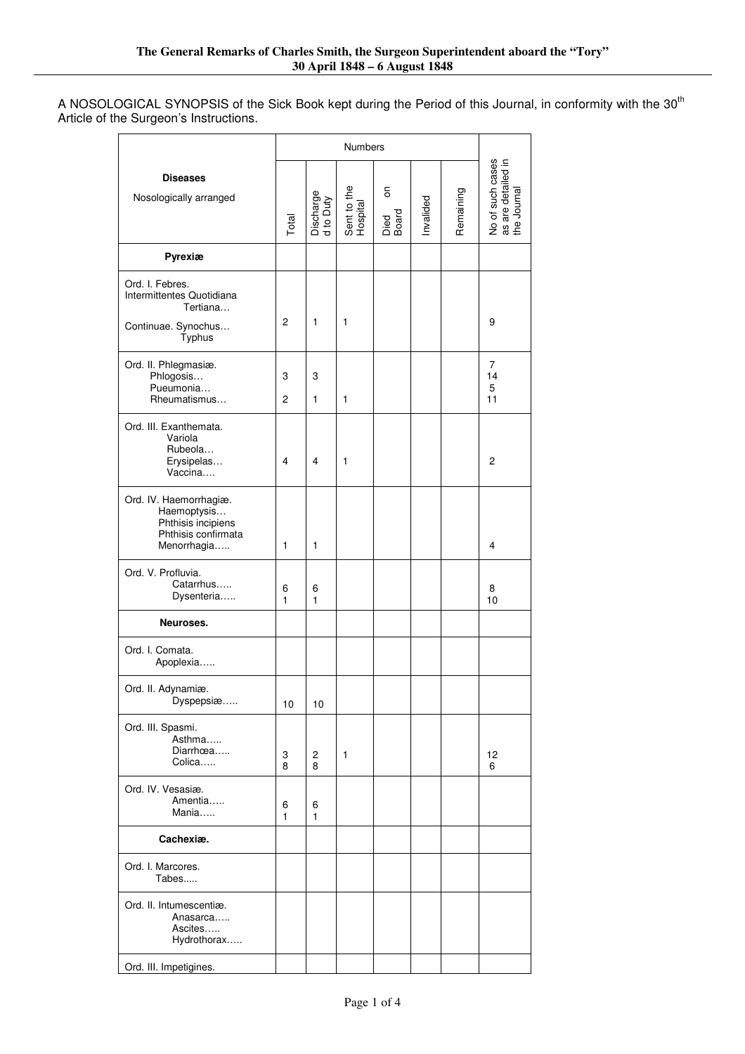**The General Remarks of Charles Smith, the Surgeon Superintendent aboard the "Tory"**
**30 April 1848 – 6 August 1848**

A NOSOLOGICAL SYNOPSIS of the Sick Book kept during the Period of this Journal, in conformity with the 30th Article of the Surgeon's Instructions.

| **Diseases** Nosologically arranged | Numbers | | | | | | No of such cases as are detailed in the Journal |
|---|---|---|---|---|---|---|---|
| | Total | Discharged to Duty | Sent to the Hospital | Died on Board | Invalided | Remaining | |
| **Pyrexiæ** | | | | | | | |
| Ord. I. Febres. Intermittentes Quotidiana Tertiana… Continuae. Synochus… Typhus | 2 | 1 | 1 | | | | 9 |
| Ord. II. Phlegmasiæ. Phlogosis… Pueumonia… Rheumatismus… | 3<br>2 | 3<br>1 | <br>1 | | | | 7<br>14<br>5<br>11 |
| Ord. III. Exanthemata. Variola Rubeola… Erysipelas… Vaccina…. | 4 | 4 | 1 | | | | 2 |
| Ord. IV. Haemorrhagiæ. Haemoptysis… Phthisis incipiens Phthisis confirmata Menorrhagia….. | 1 | 1 | | | | | 4 |
| Ord. V. Profluvia. Catarrhus….. Dysenteria….. | 6<br>1 | 6<br>1 | | | | | 8<br>10 |
| **Neuroses.** | | | | | | | |
| Ord. I. Comata. Apoplexia….. | | | | | | | |
| Ord. II. Adynamiæ. Dyspepsiæ….. | 10 | 10 | | | | | |
| Ord. III. Spasmi. Asthma….. Diarrhœa….. Colica….. | 3<br>8 | 2<br>8 | 1 | | | | 12<br>6 |
| Ord. IV. Vesasiæ. Amentia….. Mania….. | 6<br>1 | 6<br>1 | | | | | |
| **Cachexiæ.** | | | | | | | |
| Ord. I. Marcores. Tabes..... | | | | | | | |
| Ord. II. Intumescentiæ. Anasarca….. Ascites….. Hydrothorax….. | | | | | | | |
| Ord. III. Impetigines. | | | | | | | |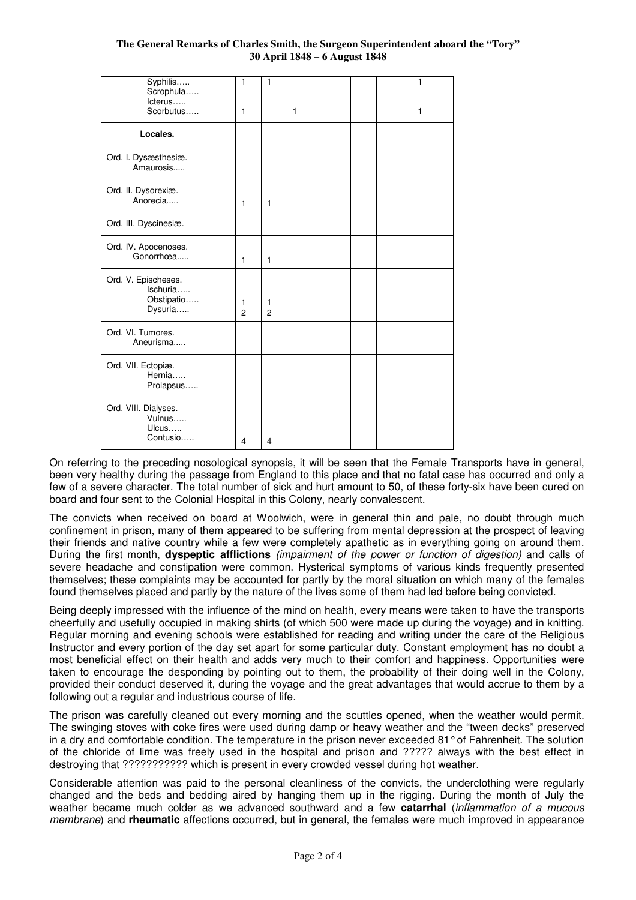The General Remarks of Charles Smith, the Surgeon Superintendent aboard the "Tory"
30 April 1848 – 6 August 1848

| | | | | | | | |
|---|---|---|---|---|---|---|---|
| Syphilis….. | 1 | 1 | | | | | 1 |
| Scrophula….. | | | | | | | |
| Icterus….. | | | | | | | |
| Scorbutus….. | 1 | | 1 | | | | 1 |
| **Locales.** | | | | | | | |
| Ord. I. Dysæsthesiæ. | | | | | | | |
| Amaurosis..... | | | | | | | |
| Ord. II. Dysorexiæ. | | | | | | | |
| Anorecia..... | 1 | 1 | | | | | |
| Ord. III. Dyscinesiæ. | | | | | | | |
| Ord. IV. Apocenoses. | | | | | | | |
| Gonorrhœa..... | 1 | 1 | | | | | |
| Ord. V. Epischeses. | | | | | | | |
| Ischuria….. | | | | | | | |
| Obstipatio….. | 1 | 1 | | | | | |
| Dysuria….. | 2 | 2 | | | | | |
| Ord. VI. Tumores. | | | | | | | |
| Aneurisma..... | | | | | | | |
| Ord. VII. Ectopiæ. | | | | | | | |
| Hernia….. | | | | | | | |
| Prolapsus….. | | | | | | | |
| Ord. VIII. Dialyses. | | | | | | | |
| Vulnus….. | | | | | | | |
| Ulcus….. | | | | | | | |
| Contusio….. | 4 | 4 | | | | | |

On referring to the preceding nosological synopsis, it will be seen that the Female Transports have in general, been very healthy during the passage from England to this place and that no fatal case has occurred and only a few of a severe character. The total number of sick and hurt amount to 50, of these forty-six have been cured on board and four sent to the Colonial Hospital in this Colony, nearly convalescent.

The convicts when received on board at Woolwich, were in general thin and pale, no doubt through much confinement in prison, many of them appeared to be suffering from mental depression at the prospect of leaving their friends and native country while a few were completely apathetic as in everything going on around them. During the first month, **dyspeptic afflictions** *(impairment of the power or function of digestion)* and calls of severe headache and constipation were common. Hysterical symptoms of various kinds frequently presented themselves; these complaints may be accounted for partly by the moral situation on which many of the females found themselves placed and partly by the nature of the lives some of them had led before being convicted.

Being deeply impressed with the influence of the mind on health, every means were taken to have the transports cheerfully and usefully occupied in making shirts (of which 500 were made up during the voyage) and in knitting. Regular morning and evening schools were established for reading and writing under the care of the Religious Instructor and every portion of the day set apart for some particular duty. Constant employment has no doubt a most beneficial effect on their health and adds very much to their comfort and happiness. Opportunities were taken to encourage the desponding by pointing out to them, the probability of their doing well in the Colony, provided their conduct deserved it, during the voyage and the great advantages that would accrue to them by a following out a regular and industrious course of life.

The prison was carefully cleaned out every morning and the scuttles opened, when the weather would permit. The swinging stoves with coke fires were used during damp or heavy weather and the "tween decks" preserved in a dry and comfortable condition. The temperature in the prison never exceeded 81° of Fahrenheit. The solution of the chloride of lime was freely used in the hospital and prison and ????? always with the best effect in destroying that ??????????? which is present in every crowded vessel during hot weather.

Considerable attention was paid to the personal cleanliness of the convicts, the underclothing were regularly changed and the beds and bedding aired by hanging them up in the rigging. During the month of July the weather became much colder as we advanced southward and a few **catarrhal** (*inflammation of a mucous membrane*) and **rheumatic** affections occurred, but in general, the females were much improved in appearance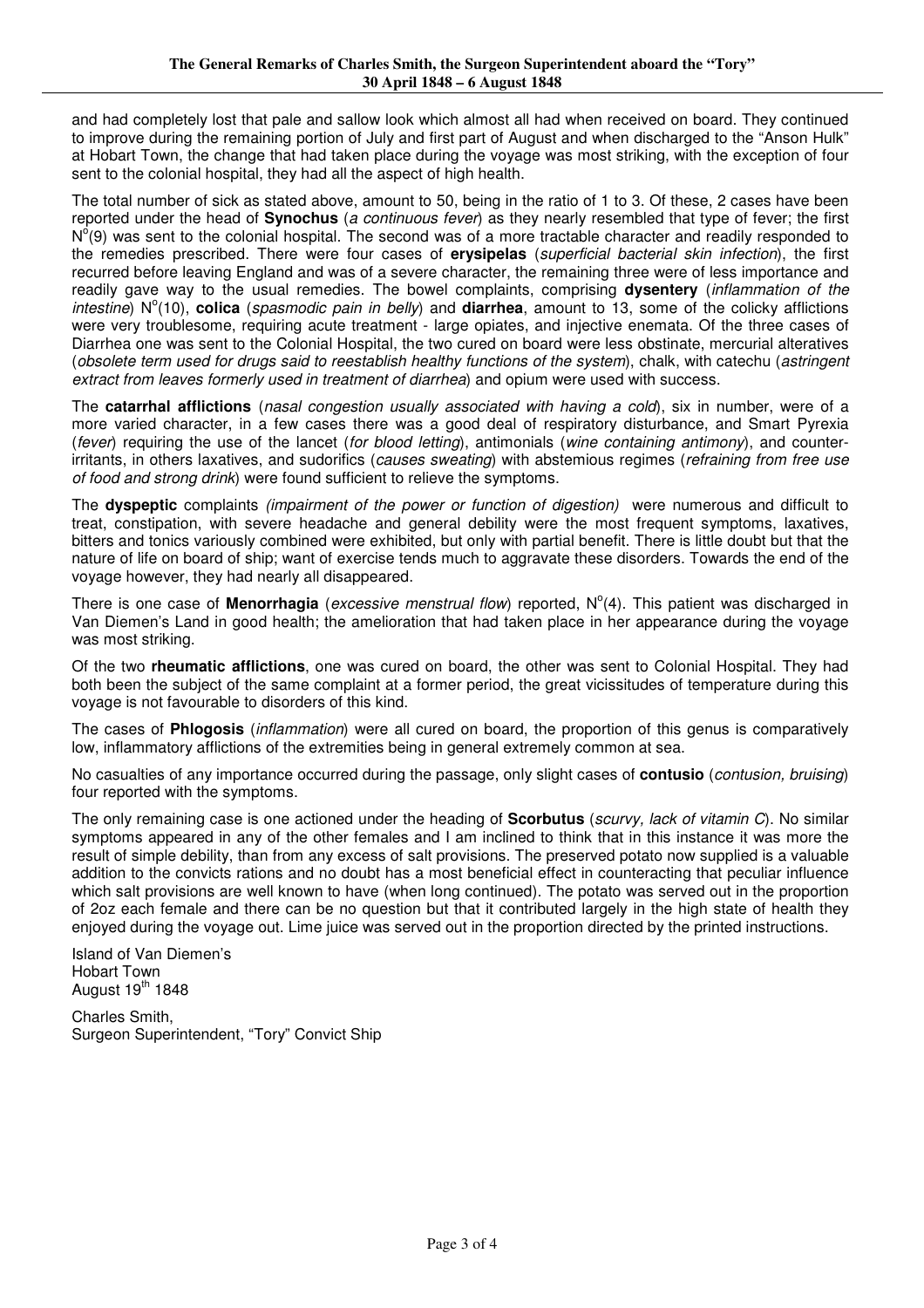and had completely lost that pale and sallow look which almost all had when received on board. They continued to improve during the remaining portion of July and first part of August and when discharged to the "Anson Hulk" at Hobart Town, the change that had taken place during the voyage was most striking, with the exception of four sent to the colonial hospital, they had all the aspect of high health.

The total number of sick as stated above, amount to 50, being in the ratio of 1 to 3. Of these, 2 cases have been reported under the head of **Synochus** (*a continuous fever*) as they nearly resembled that type of fever; the first N$^{o}$(9) was sent to the colonial hospital. The second was of a more tractable character and readily responded to the remedies prescribed. There were four cases of **erysipelas** (*superficial bacterial skin infection*), the first recurred before leaving England and was of a severe character, the remaining three were of less importance and readily gave way to the usual remedies. The bowel complaints, comprising **dysentery** (*inflammation of the intestine*) N$^{o}$(10), **colica** (*spasmodic pain in belly*) and **diarrhea**, amount to 13, some of the colicky afflictions were very troublesome, requiring acute treatment - large opiates, and injective enemata. Of the three cases of Diarrhea one was sent to the Colonial Hospital, the two cured on board were less obstinate, mercurial alteratives (*obsolete term used for drugs said to reestablish healthy functions of the system*), chalk, with catechu (*astringent extract from leaves formerly used in treatment of diarrhea*) and opium were used with success.

The **catarrhal afflictions** (*nasal congestion usually associated with having a cold*), six in number, were of a more varied character, in a few cases there was a good deal of respiratory disturbance, and Smart Pyrexia (*fever*) requiring the use of the lancet (*for blood letting*), antimonials (*wine containing antimony*), and counter-irritants, in others laxatives, and sudorifics (*causes sweating*) with abstemious regimes (*refraining from free use of food and strong drink*) were found sufficient to relieve the symptoms.

The **dyspeptic** complaints *(impairment of the power or function of digestion)* were numerous and difficult to treat, constipation, with severe headache and general debility were the most frequent symptoms, laxatives, bitters and tonics variously combined were exhibited, but only with partial benefit. There is little doubt but that the nature of life on board of ship; want of exercise tends much to aggravate these disorders. Towards the end of the voyage however, they had nearly all disappeared.

There is one case of **Menorrhagia** (*excessive menstrual flow*) reported, N$^{o}$(4). This patient was discharged in Van Diemen's Land in good health; the amelioration that had taken place in her appearance during the voyage was most striking.

Of the two **rheumatic afflictions**, one was cured on board, the other was sent to Colonial Hospital. They had both been the subject of the same complaint at a former period, the great vicissitudes of temperature during this voyage is not favourable to disorders of this kind.

The cases of **Phlogosis** (*inflammation*) were all cured on board, the proportion of this genus is comparatively low, inflammatory afflictions of the extremities being in general extremely common at sea.

No casualties of any importance occurred during the passage, only slight cases of **contusio** (*contusion, bruising*) four reported with the symptoms.

The only remaining case is one actioned under the heading of **Scorbutus** (*scurvy, lack of vitamin C*). No similar symptoms appeared in any of the other females and I am inclined to think that in this instance it was more the result of simple debility, than from any excess of salt provisions. The preserved potato now supplied is a valuable addition to the convicts rations and no doubt has a most beneficial effect in counteracting that peculiar influence which salt provisions are well known to have (when long continued). The potato was served out in the proportion of 2oz each female and there can be no question but that it contributed largely in the high state of health they enjoyed during the voyage out. Lime juice was served out in the proportion directed by the printed instructions.

Island of Van Diemen's  
Hobart Town  
August 19th 1848

Charles Smith,  
Surgeon Superintendent, "Tory" Convict Ship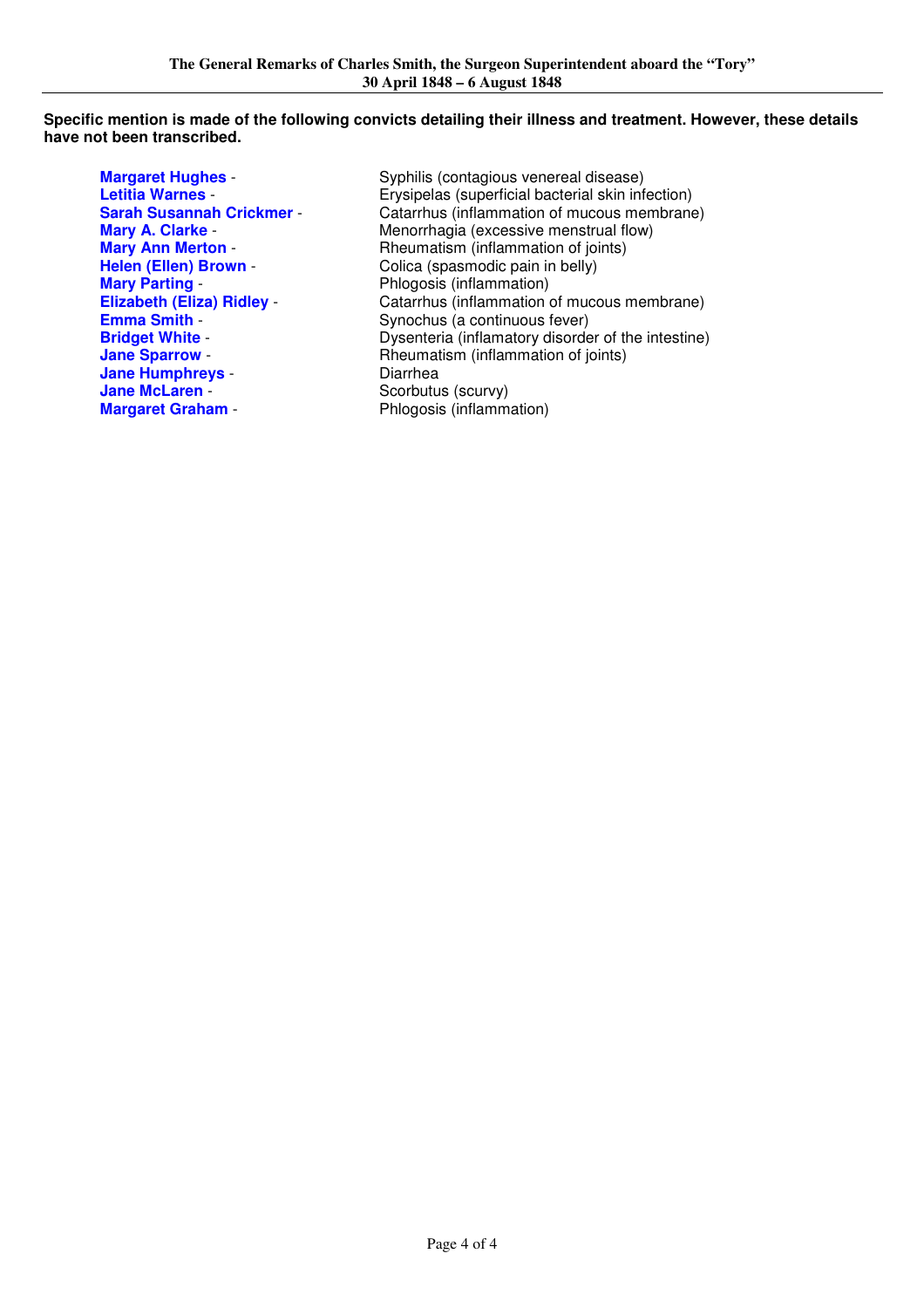**The General Remarks of Charles Smith, the Surgeon Superintendent aboard the "Tory"**
**30 April 1848 – 6 August 1848**

**Specific mention is made of the following convicts detailing their illness and treatment. However, these details have not been transcribed.**

| | |
|---|---|
| **Margaret Hughes** - | Syphilis (contagious venereal disease) |
| **Letitia Warnes** - | Erysipelas (superficial bacterial skin infection) |
| **Sarah Susannah Crickmer** - | Catarrhus (inflammation of mucous membrane) |
| **Mary A. Clarke** - | Menorrhagia (excessive menstrual flow) |
| **Mary Ann Merton** - | Rheumatism (inflammation of joints) |
| **Helen (Ellen) Brown** - | Colica (spasmodic pain in belly) |
| **Mary Parting** - | Phlogosis (inflammation) |
| **Elizabeth (Eliza) Ridley** - | Catarrhus (inflammation of mucous membrane) |
| **Emma Smith** - | Synochus (a continuous fever) |
| **Bridget White** - | Dysenteria (inflamatory disorder of the intestine) |
| **Jane Sparrow** - | Rheumatism (inflammation of joints) |
| **Jane Humphreys** - | Diarrhea |
| **Jane McLaren** - | Scorbutus (scurvy) |
| **Margaret Graham** - | Phlogosis (inflammation) |